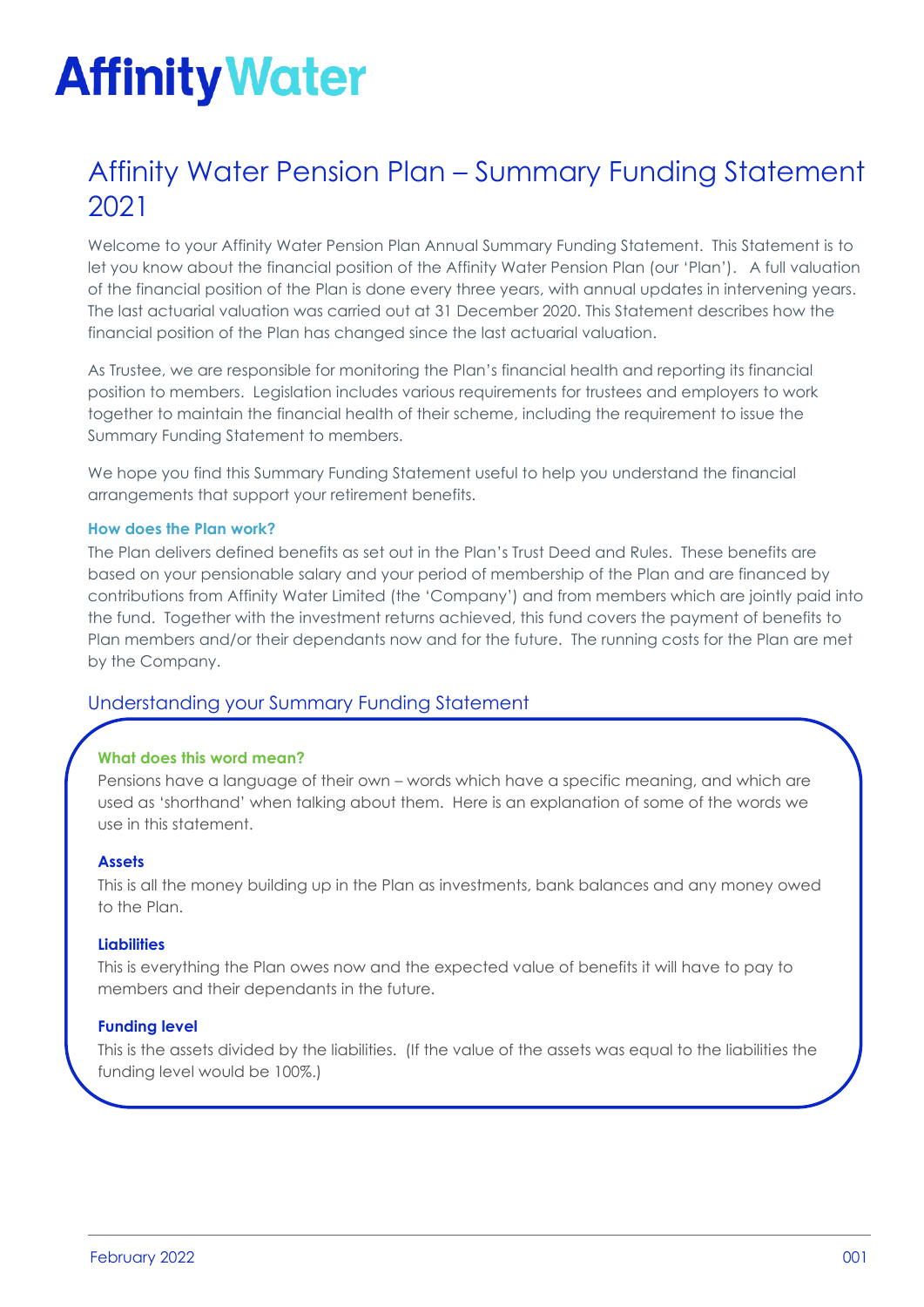# Affinity Water

## Affinity Water Pension Plan – Summary Funding Statement 2021

Welcome to your Affinity Water Pension Plan Annual Summary Funding Statement. This Statement is to let you know about the financial position of the Affinity Water Pension Plan (our 'Plan'). A full valuation of the financial position of the Plan is done every three years, with annual updates in intervening years. The last actuarial valuation was carried out at 31 December 2020. This Statement describes how the financial position of the Plan has changed since the last actuarial valuation.

As Trustee, we are responsible for monitoring the Plan's financial health and reporting its financial position to members. Legislation includes various requirements for trustees and employers to work together to maintain the financial health of their scheme, including the requirement to issue the Summary Funding Statement to members.

We hope you find this Summary Funding Statement useful to help you understand the financial arrangements that support your retirement benefits.

**How does the Plan work?**

The Plan delivers defined benefits as set out in the Plan's Trust Deed and Rules. These benefits are based on your pensionable salary and your period of membership of the Plan and are financed by contributions from Affinity Water Limited (the 'Company') and from members which are jointly paid into the fund. Together with the investment returns achieved, this fund covers the payment of benefits to Plan members and/or their dependants now and for the future. The running costs for the Plan are met by the Company.

### Understanding your Summary Funding Statement

**What does this word mean?**

Pensions have a language of their own – words which have a specific meaning, and which are used as 'shorthand' when talking about them. Here is an explanation of some of the words we use in this statement.

**Assets**

This is all the money building up in the Plan as investments, bank balances and any money owed to the Plan.

**Liabilities**

This is everything the Plan owes now and the expected value of benefits it will have to pay to members and their dependants in the future.

**Funding level**

This is the assets divided by the liabilities. (If the value of the assets was equal to the liabilities the funding level would be 100%.)

February 2022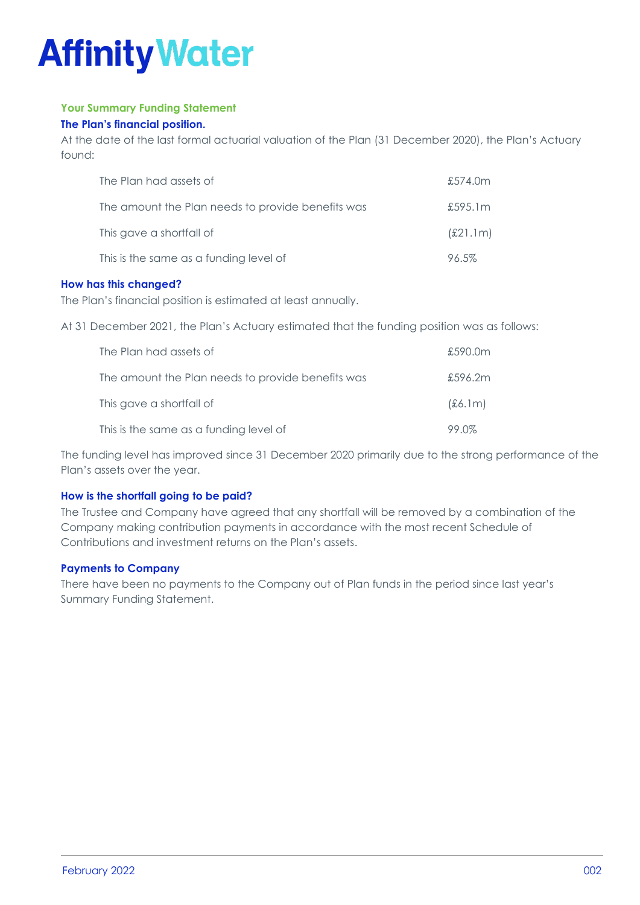# Affinity Water

## Your Summary Funding Statement

### The Plan's financial position.

At the date of the last formal actuarial valuation of the Plan (31 December 2020), the Plan's Actuary found:

| | |
|---|---|
| The Plan had assets of | £574.0m |
| The amount the Plan needs to provide benefits was | £595.1m |
| This gave a shortfall of | (£21.1m) |
| This is the same as a funding level of | 96.5% |

### How has this changed?

The Plan's financial position is estimated at least annually.

At 31 December 2021, the Plan's Actuary estimated that the funding position was as follows:

| | |
|---|---|
| The Plan had assets of | £590.0m |
| The amount the Plan needs to provide benefits was | £596.2m |
| This gave a shortfall of | (£6.1m) |
| This is the same as a funding level of | 99.0% |

The funding level has improved since 31 December 2020 primarily due to the strong performance of the Plan's assets over the year.

### How is the shortfall going to be paid?

The Trustee and Company have agreed that any shortfall will be removed by a combination of the Company making contribution payments in accordance with the most recent Schedule of Contributions and investment returns on the Plan's assets.

### Payments to Company

There have been no payments to the Company out of Plan funds in the period since last year's Summary Funding Statement.

February 2022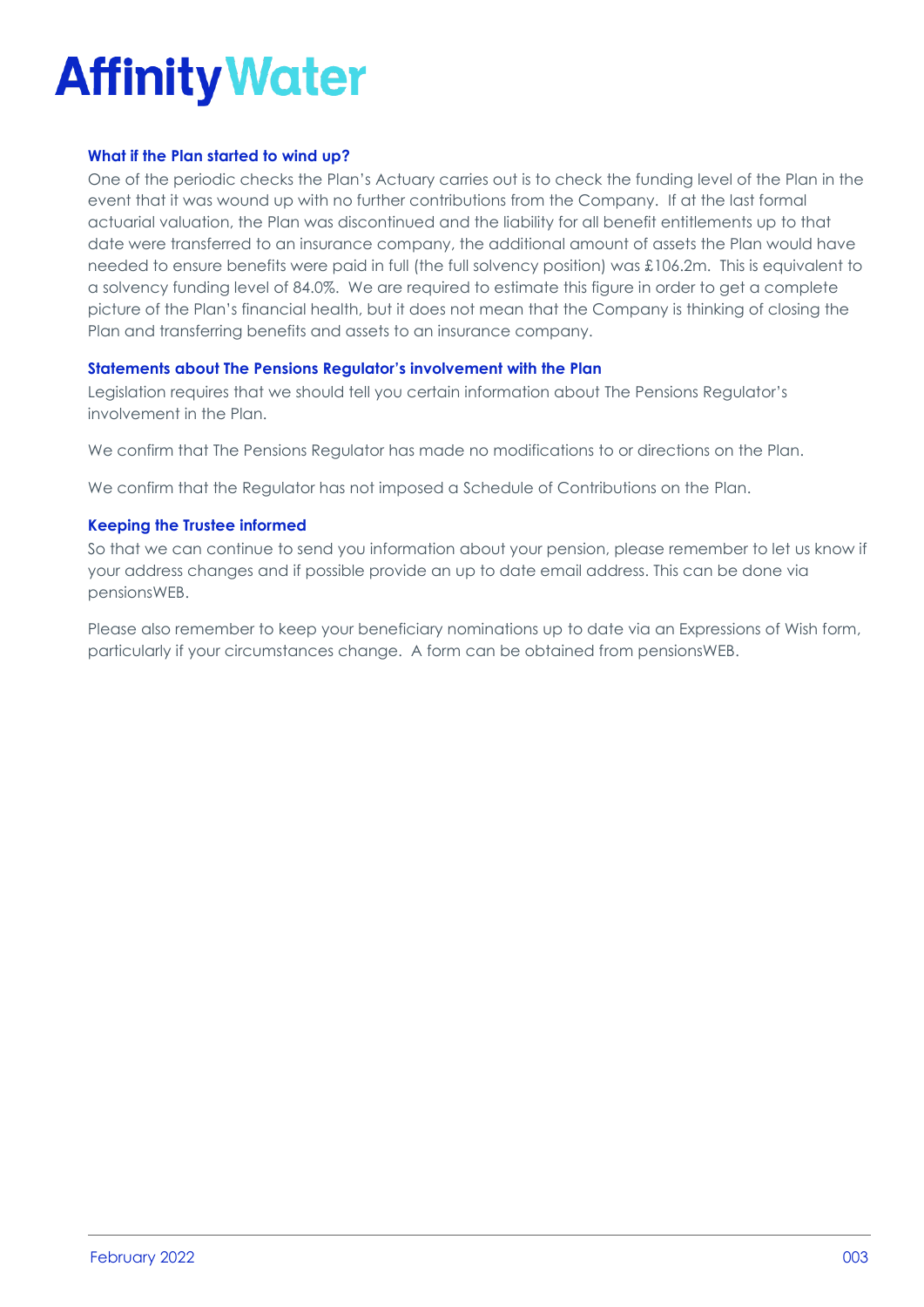**What if the Plan started to wind up?**

One of the periodic checks the Plan's Actuary carries out is to check the funding level of the Plan in the event that it was wound up with no further contributions from the Company. If at the last formal actuarial valuation, the Plan was discontinued and the liability for all benefit entitlements up to that date were transferred to an insurance company, the additional amount of assets the Plan would have needed to ensure benefits were paid in full (the full solvency position) was £106.2m. This is equivalent to a solvency funding level of 84.0%. We are required to estimate this figure in order to get a complete picture of the Plan's financial health, but it does not mean that the Company is thinking of closing the Plan and transferring benefits and assets to an insurance company.

**Statements about The Pensions Regulator's involvement with the Plan**

Legislation requires that we should tell you certain information about The Pensions Regulator's involvement in the Plan.

We confirm that The Pensions Regulator has made no modifications to or directions on the Plan.

We confirm that the Regulator has not imposed a Schedule of Contributions on the Plan.

**Keeping the Trustee informed**

So that we can continue to send you information about your pension, please remember to let us know if your address changes and if possible provide an up to date email address. This can be done via pensionsWEB.

Please also remember to keep your beneficiary nominations up to date via an Expressions of Wish form, particularly if your circumstances change. A form can be obtained from pensionsWEB.